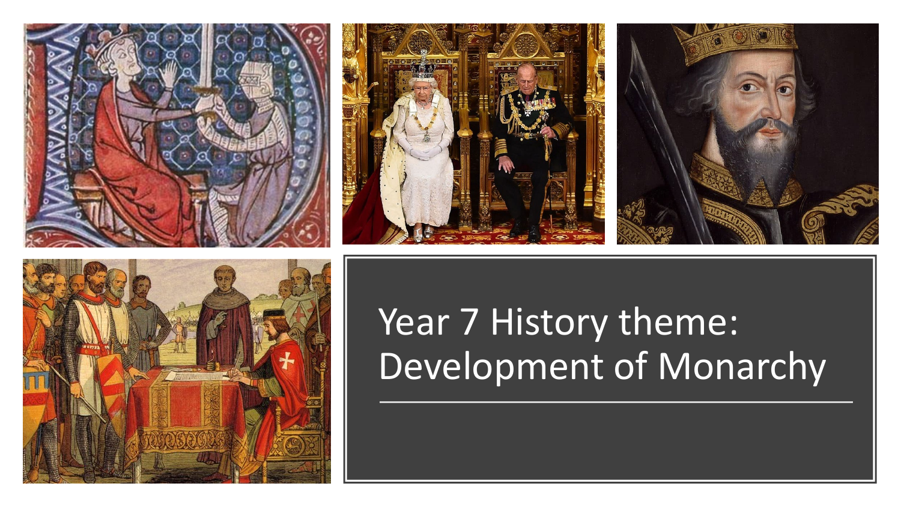# Year 7 History theme: Development of Monarchy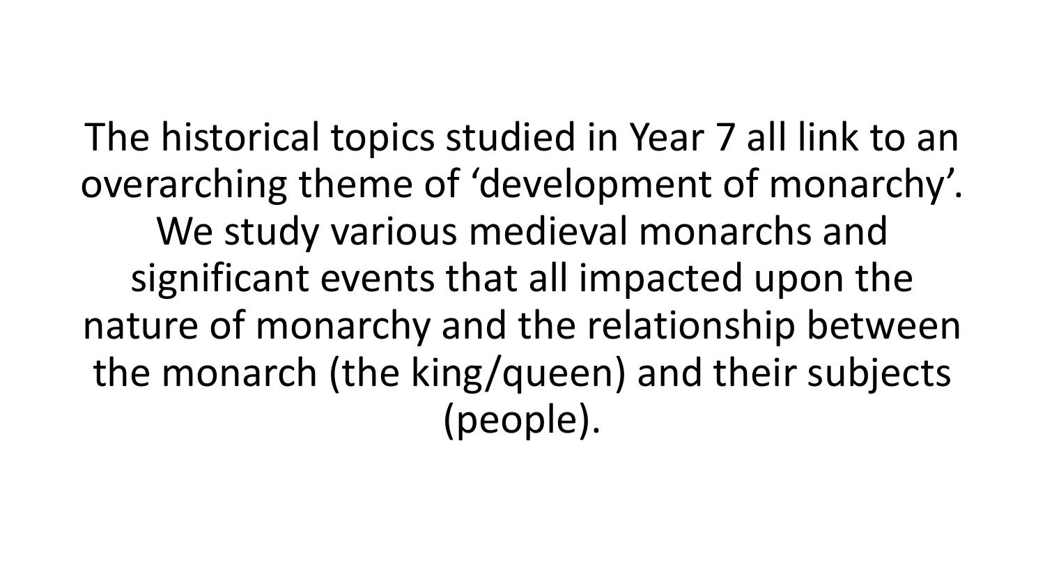The historical topics studied in Year 7 all link to an overarching theme of 'development of monarchy'. We study various medieval monarchs and significant events that all impacted upon the nature of monarchy and the relationship between the monarch (the king/queen) and their subjects (people).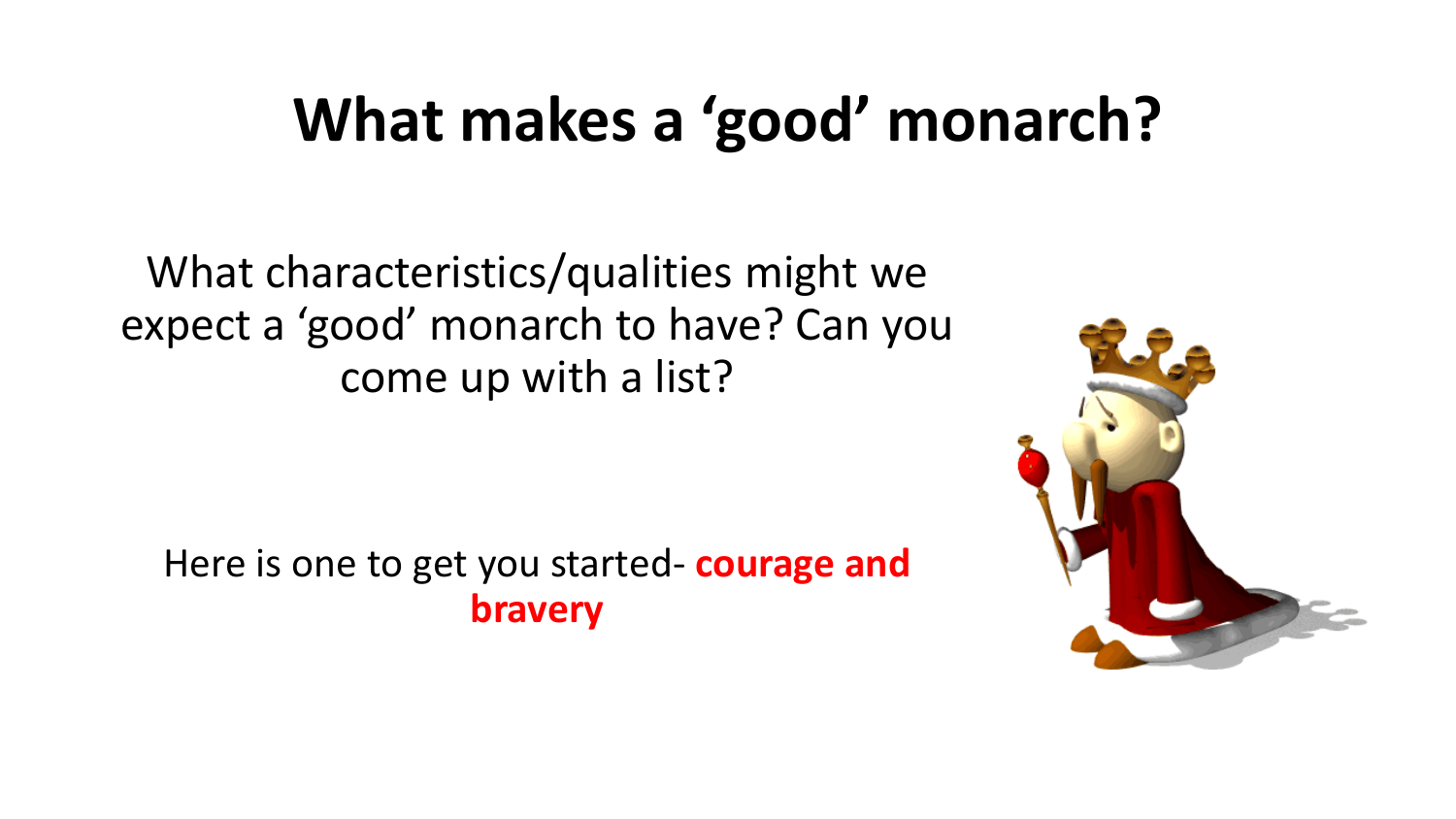# What makes a ‘good’ monarch?

What characteristics/qualities might we expect a ‘good’ monarch to have? Can you come up with a list?

Here is one to get you started- **courage and bravery**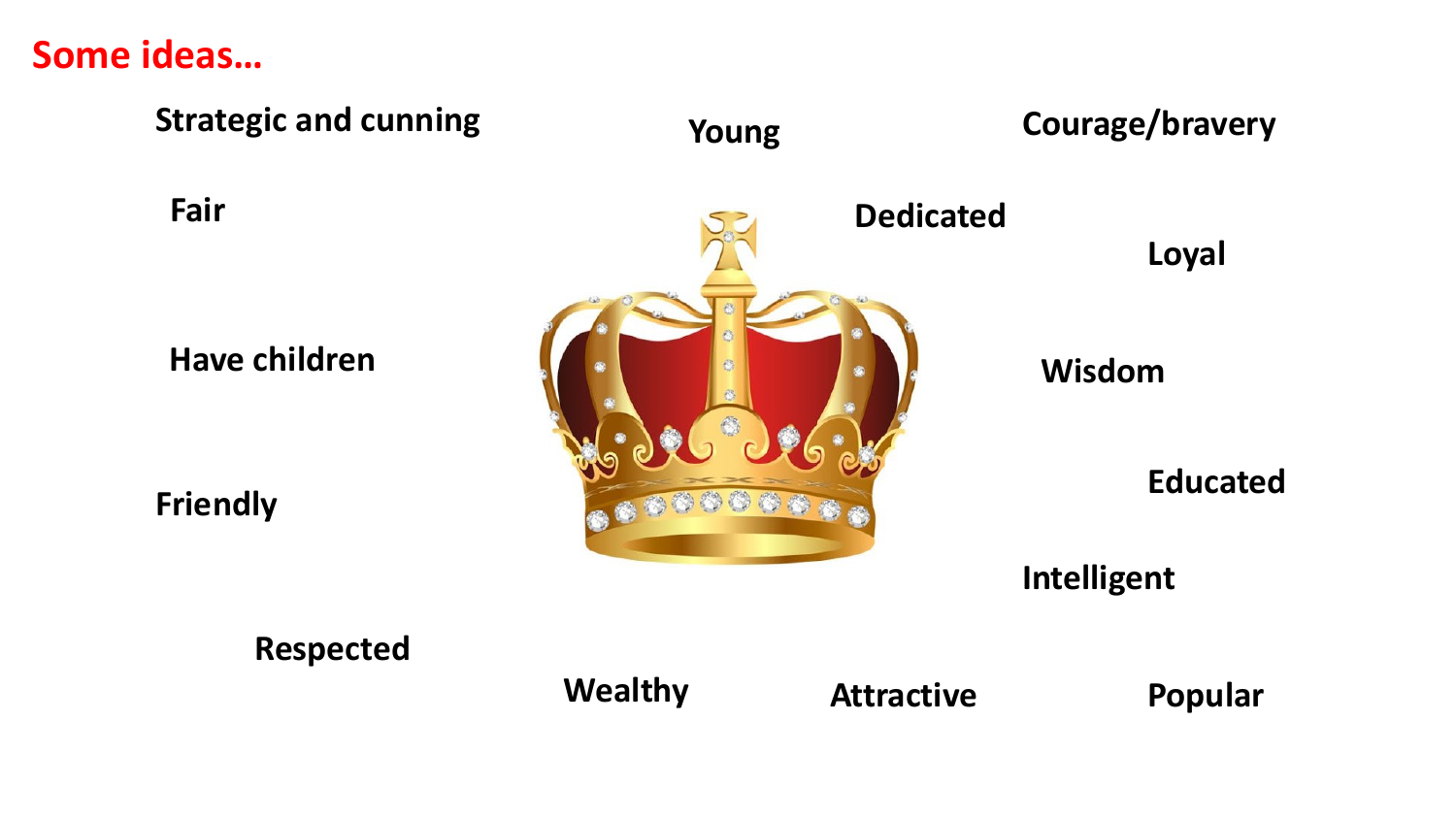## Some ideas…

- Strategic and cunning
- Young
- Courage/bravery
- Fair
- Dedicated
- Loyal
- Have children
- Wisdom
- Friendly
- Educated
- Intelligent
- Respected
- Wealthy
- Attractive
- Popular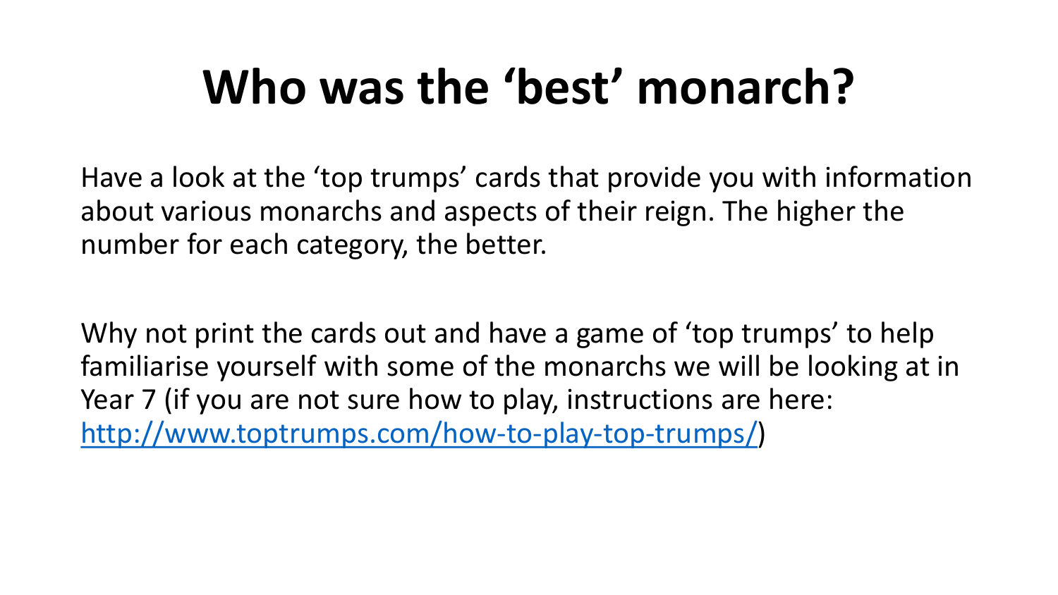# Who was the 'best' monarch?

Have a look at the 'top trumps' cards that provide you with information about various monarchs and aspects of their reign. The higher the number for each category, the better.

Why not print the cards out and have a game of 'top trumps' to help familiarise yourself with some of the monarchs we will be looking at in Year 7 (if you are not sure how to play, instructions are here: [http://www.toptrumps.com/how-to-play-top-trumps/](http://www.toptrumps.com/how-to-play-top-trumps/))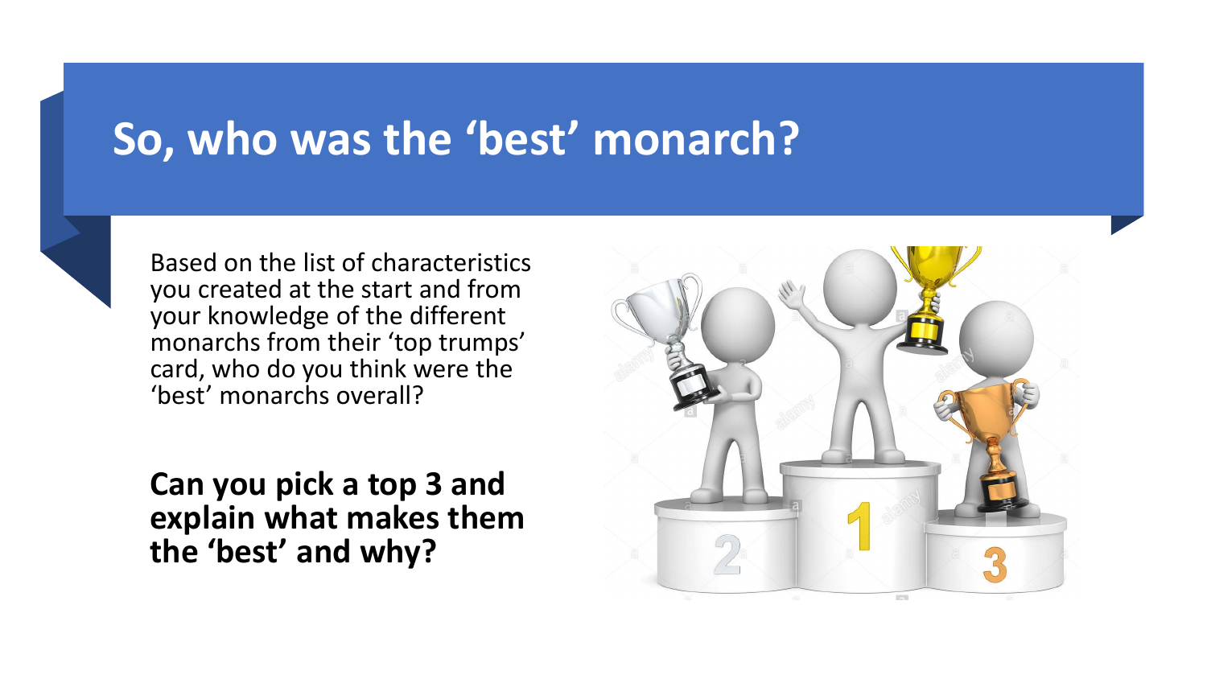# So, who was the 'best' monarch?

Based on the list of characteristics you created at the start and from your knowledge of the different monarchs from their 'top trumps' card, who do you think were the 'best' monarchs overall?

**Can you pick a top 3 and explain what makes them the 'best' and why?**